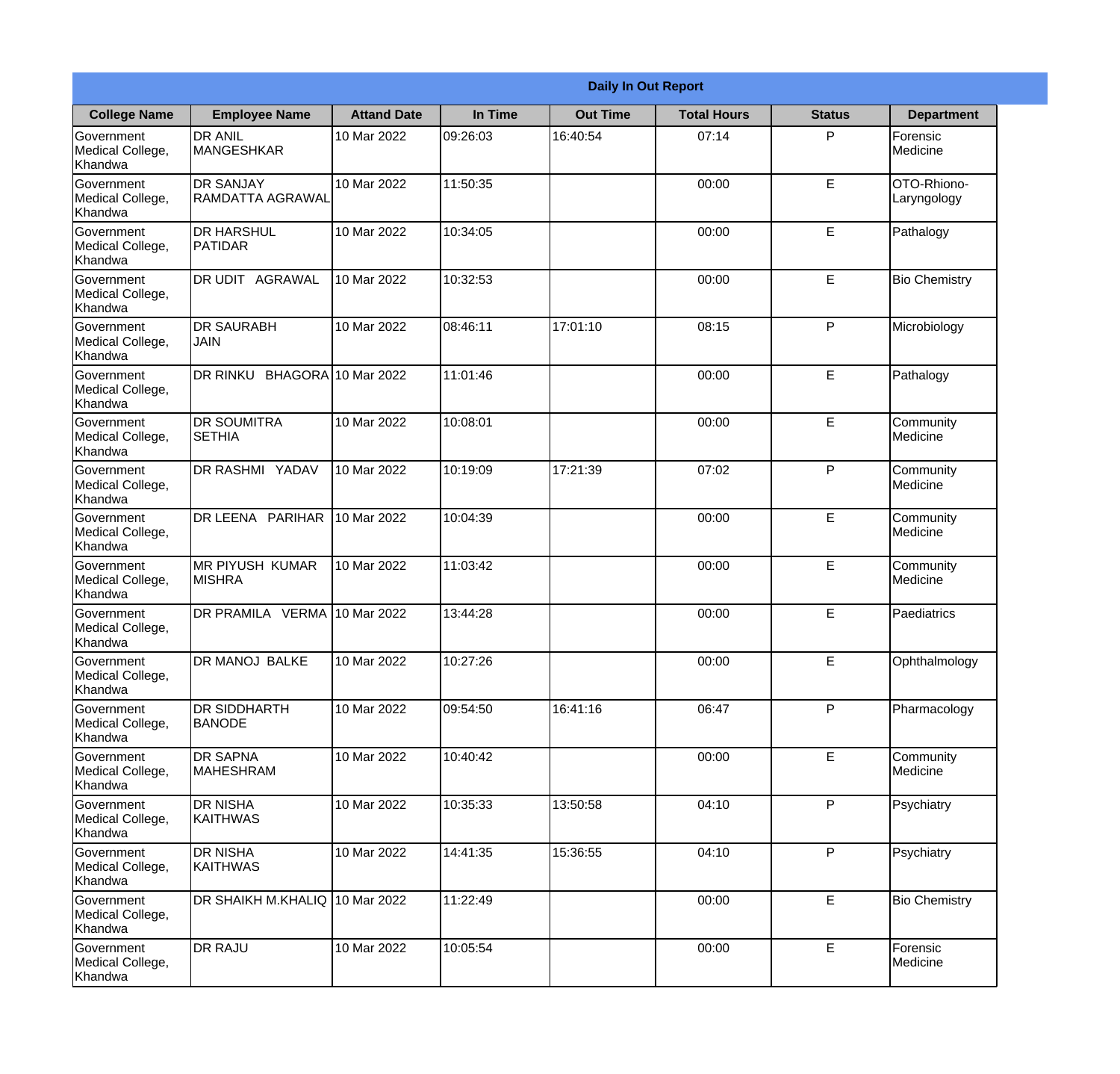## Daily In Out Report

| College Name | Employee Name | Attand Date | In Time | Out Time | Total Hours | Status | Department |
|---|---|---|---|---|---|---|---|
| Government Medical College, Khandwa | DR ANIL MANGESHKAR | 10 Mar 2022 | 09:26:03 | 16:40:54 | 07:14 | P | Forensic Medicine |
| Government Medical College, Khandwa | DR SANJAY RAMDATTA AGRAWAL | 10 Mar 2022 | 11:50:35 | | 00:00 | E | OTO-Rhiono-Laryngology |
| Government Medical College, Khandwa | DR HARSHUL PATIDAR | 10 Mar 2022 | 10:34:05 | | 00:00 | E | Pathalogy |
| Government Medical College, Khandwa | DR UDIT AGRAWAL | 10 Mar 2022 | 10:32:53 | | 00:00 | E | Bio Chemistry |
| Government Medical College, Khandwa | DR SAURABH JAIN | 10 Mar 2022 | 08:46:11 | 17:01:10 | 08:15 | P | Microbiology |
| Government Medical College, Khandwa | DR RINKU BHAGORA | 10 Mar 2022 | 11:01:46 | | 00:00 | E | Pathalogy |
| Government Medical College, Khandwa | DR SOUMITRA SETHIA | 10 Mar 2022 | 10:08:01 | | 00:00 | E | Community Medicine |
| Government Medical College, Khandwa | DR RASHMI YADAV | 10 Mar 2022 | 10:19:09 | 17:21:39 | 07:02 | P | Community Medicine |
| Government Medical College, Khandwa | DR LEENA PARIHAR | 10 Mar 2022 | 10:04:39 | | 00:00 | E | Community Medicine |
| Government Medical College, Khandwa | MR PIYUSH KUMAR MISHRA | 10 Mar 2022 | 11:03:42 | | 00:00 | E | Community Medicine |
| Government Medical College, Khandwa | DR PRAMILA VERMA | 10 Mar 2022 | 13:44:28 | | 00:00 | E | Paediatrics |
| Government Medical College, Khandwa | DR MANOJ BALKE | 10 Mar 2022 | 10:27:26 | | 00:00 | E | Ophthalmology |
| Government Medical College, Khandwa | DR SIDDHARTH BANODE | 10 Mar 2022 | 09:54:50 | 16:41:16 | 06:47 | P | Pharmacology |
| Government Medical College, Khandwa | DR SAPNA MAHESHRAM | 10 Mar 2022 | 10:40:42 | | 00:00 | E | Community Medicine |
| Government Medical College, Khandwa | DR NISHA KAITHWAS | 10 Mar 2022 | 10:35:33 | 13:50:58 | 04:10 | P | Psychiatry |
| Government Medical College, Khandwa | DR NISHA KAITHWAS | 10 Mar 2022 | 14:41:35 | 15:36:55 | 04:10 | P | Psychiatry |
| Government Medical College, Khandwa | DR SHAIKH M.KHALIQ | 10 Mar 2022 | 11:22:49 | | 00:00 | E | Bio Chemistry |
| Government Medical College, Khandwa | DR RAJU | 10 Mar 2022 | 10:05:54 | | 00:00 | E | Forensic Medicine |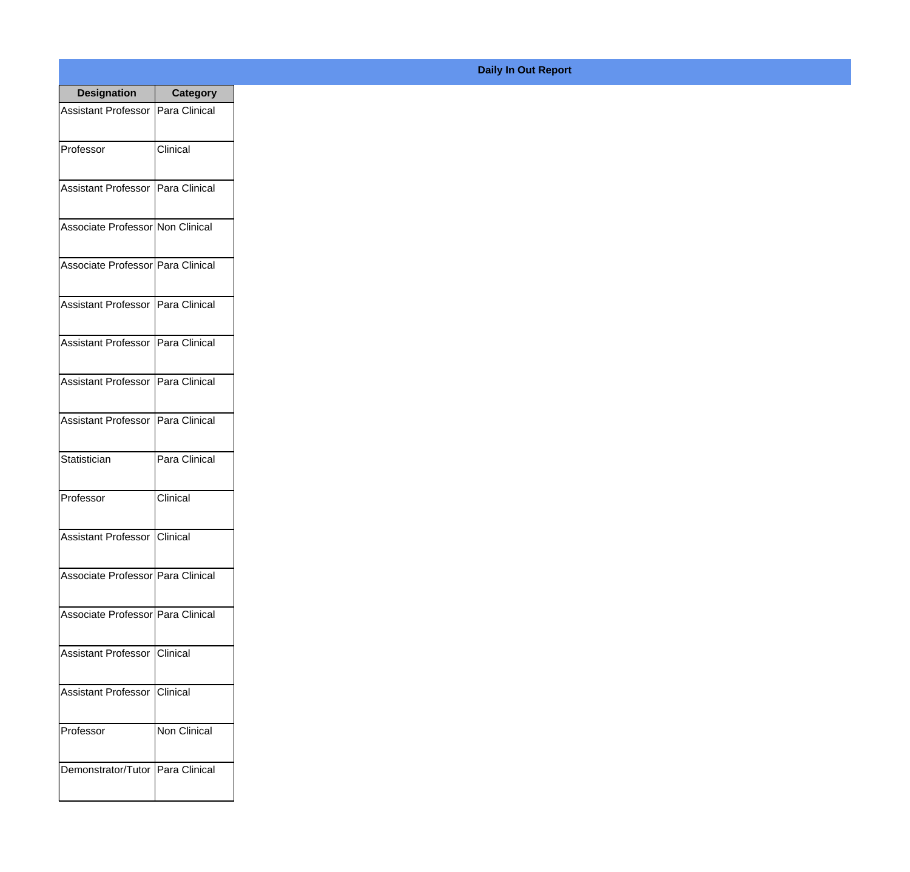## Daily In Out Report

| Designation | Category |
| --- | --- |
| Assistant Professor | Para Clinical |
| Professor | Clinical |
| Assistant Professor | Para Clinical |
| Associate Professor | Non Clinical |
| Associate Professor | Para Clinical |
| Assistant Professor | Para Clinical |
| Assistant Professor | Para Clinical |
| Assistant Professor | Para Clinical |
| Assistant Professor | Para Clinical |
| Statistician | Para Clinical |
| Professor | Clinical |
| Assistant Professor | Clinical |
| Associate Professor | Para Clinical |
| Associate Professor | Para Clinical |
| Assistant Professor | Clinical |
| Assistant Professor | Clinical |
| Professor | Non Clinical |
| Demonstrator/Tutor | Para Clinical |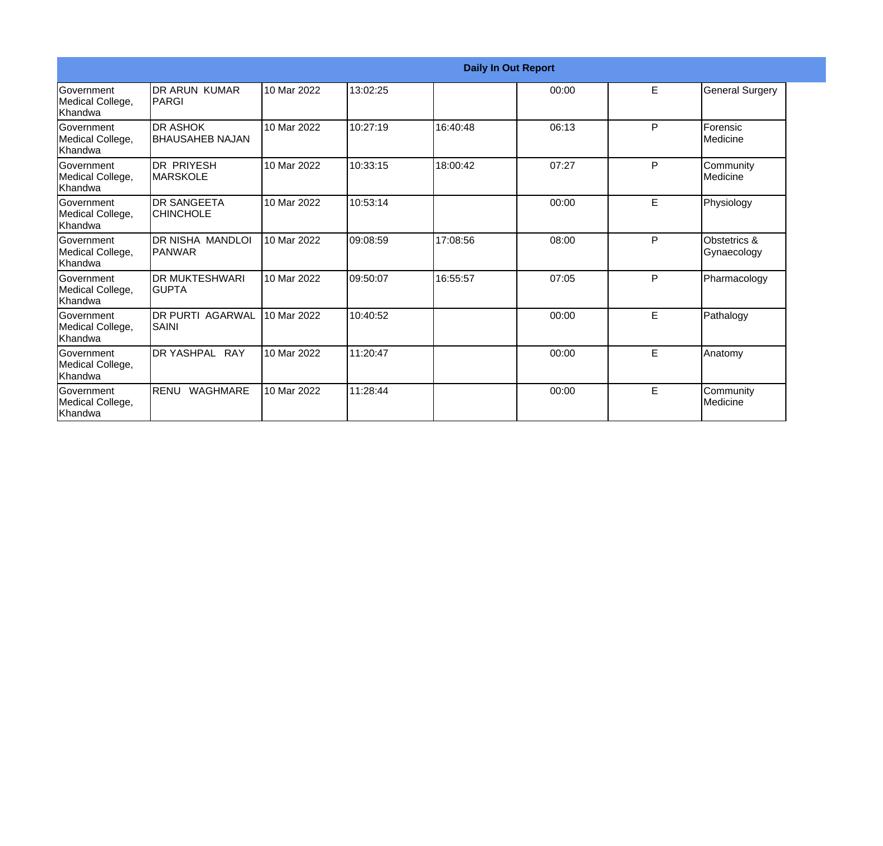**Daily In Out Report**

| | | | | | | | |
|---|---|---|---|---|---|---|---|
| Government Medical College, Khandwa | DR ARUN KUMAR PARGI | 10 Mar 2022 | 13:02:25 | | 00:00 | E | General Surgery |
| Government Medical College, Khandwa | DR ASHOK BHAUSAHEB NAJAN | 10 Mar 2022 | 10:27:19 | 16:40:48 | 06:13 | P | Forensic Medicine |
| Government Medical College, Khandwa | DR PRIYESH MARSKOLE | 10 Mar 2022 | 10:33:15 | 18:00:42 | 07:27 | P | Community Medicine |
| Government Medical College, Khandwa | DR SANGEETA CHINCHOLE | 10 Mar 2022 | 10:53:14 | | 00:00 | E | Physiology |
| Government Medical College, Khandwa | DR NISHA MANDLOI PANWAR | 10 Mar 2022 | 09:08:59 | 17:08:56 | 08:00 | P | Obstetrics & Gynaecology |
| Government Medical College, Khandwa | DR MUKTESHWARI GUPTA | 10 Mar 2022 | 09:50:07 | 16:55:57 | 07:05 | P | Pharmacology |
| Government Medical College, Khandwa | DR PURTI AGARWAL SAINI | 10 Mar 2022 | 10:40:52 | | 00:00 | E | Pathalogy |
| Government Medical College, Khandwa | DR YASHPAL RAY | 10 Mar 2022 | 11:20:47 | | 00:00 | E | Anatomy |
| Government Medical College, Khandwa | RENU WAGHMARE | 10 Mar 2022 | 11:28:44 | | 00:00 | E | Community Medicine |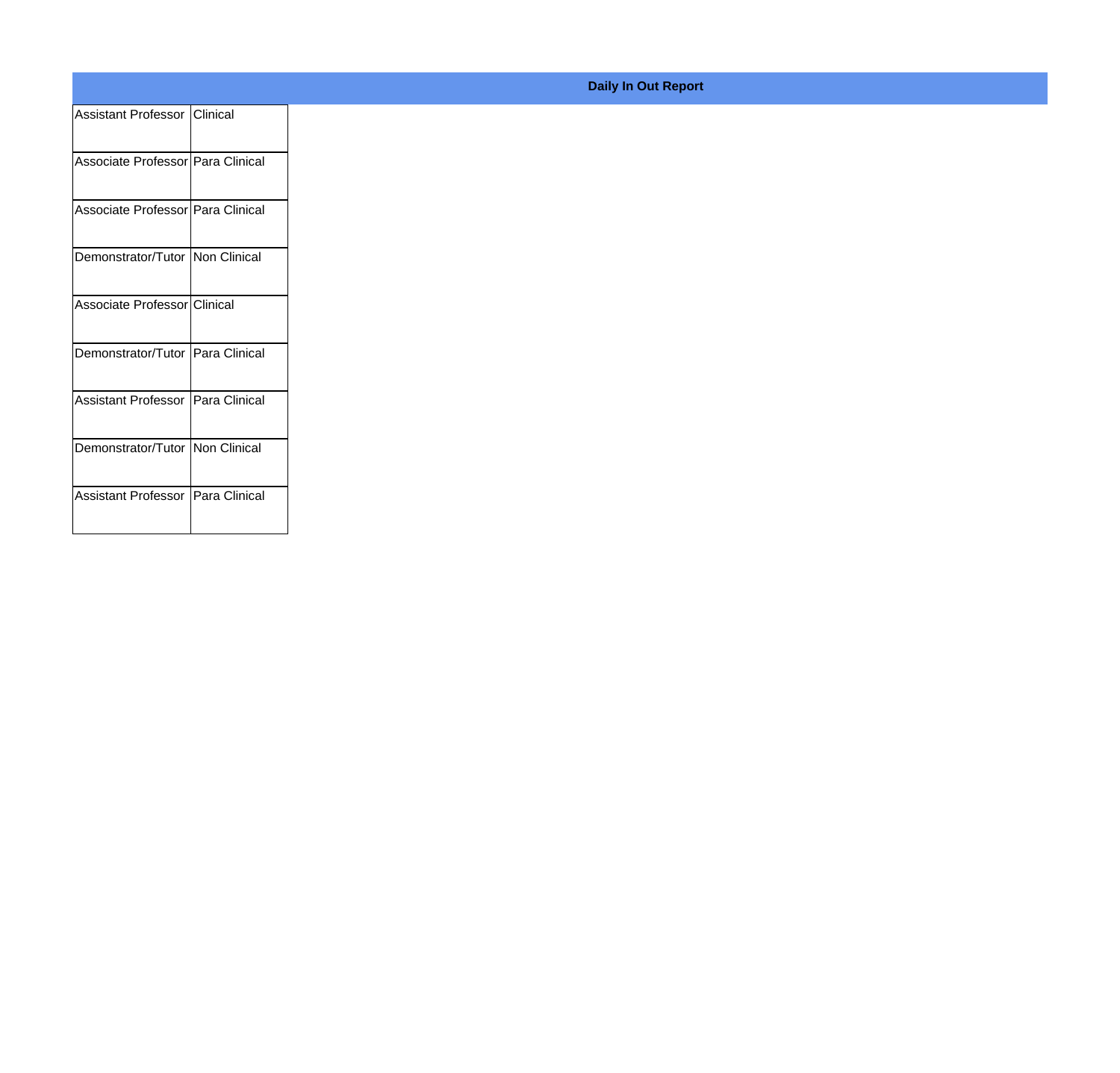**Daily In Out Report**

| | |
|---|---|
| Assistant Professor | Clinical |
| Associate Professor | Para Clinical |
| Associate Professor | Para Clinical |
| Demonstrator/Tutor | Non Clinical |
| Associate Professor | Clinical |
| Demonstrator/Tutor | Para Clinical |
| Assistant Professor | Para Clinical |
| Demonstrator/Tutor | Non Clinical |
| Assistant Professor | Para Clinical |